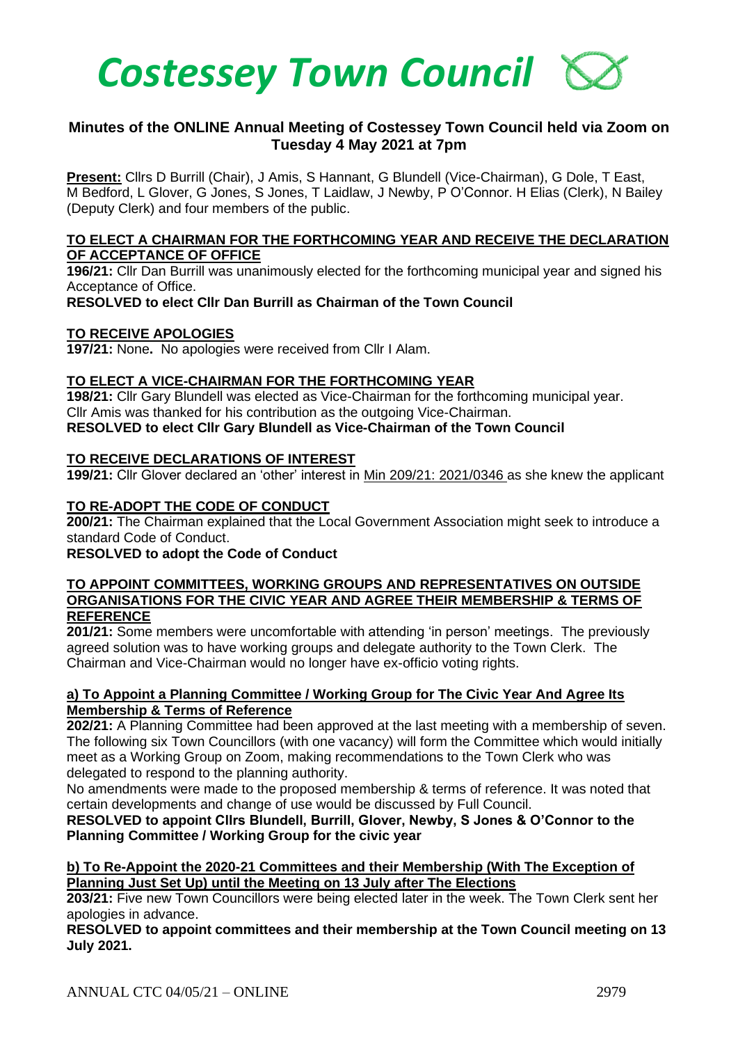# Costessey Town Council

## Minutes of the ONLINE Annual Meeting of Costessey Town Council held via Zoom on Tuesday 4 May 2021 at 7pm

**Present:** Cllrs D Burrill (Chair), J Amis, S Hannant, G Blundell (Vice-Chairman), G Dole, T East, M Bedford, L Glover, G Jones, S Jones, T Laidlaw, J Newby, P O'Connor. H Elias (Clerk), N Bailey (Deputy Clerk) and four members of the public.

**TO ELECT A CHAIRMAN FOR THE FORTHCOMING YEAR AND RECEIVE THE DECLARATION OF ACCEPTANCE OF OFFICE**

**196/21:** Cllr Dan Burrill was unanimously elected for the forthcoming municipal year and signed his Acceptance of Office.

**RESOLVED to elect Cllr Dan Burrill as Chairman of the Town Council**

**TO RECEIVE APOLOGIES**

**197/21:** None**.** No apologies were received from Cllr I Alam.

**TO ELECT A VICE-CHAIRMAN FOR THE FORTHCOMING YEAR**

**198/21:** Cllr Gary Blundell was elected as Vice-Chairman for the forthcoming municipal year. Cllr Amis was thanked for his contribution as the outgoing Vice-Chairman.

**RESOLVED to elect Cllr Gary Blundell as Vice-Chairman of the Town Council**

**TO RECEIVE DECLARATIONS OF INTEREST**

**199/21:** Cllr Glover declared an 'other' interest in Min 209/21: 2021/0346 as she knew the applicant

**TO RE-ADOPT THE CODE OF CONDUCT**

**200/21:** The Chairman explained that the Local Government Association might seek to introduce a standard Code of Conduct.

**RESOLVED to adopt the Code of Conduct**

**TO APPOINT COMMITTEES, WORKING GROUPS AND REPRESENTATIVES ON OUTSIDE ORGANISATIONS FOR THE CIVIC YEAR AND AGREE THEIR MEMBERSHIP & TERMS OF REFERENCE**

**201/21:** Some members were uncomfortable with attending 'in person' meetings. The previously agreed solution was to have working groups and delegate authority to the Town Clerk. The Chairman and Vice-Chairman would no longer have ex-officio voting rights.

**a) To Appoint a Planning Committee / Working Group for The Civic Year And Agree Its Membership & Terms of Reference**

**202/21:** A Planning Committee had been approved at the last meeting with a membership of seven. The following six Town Councillors (with one vacancy) will form the Committee which would initially meet as a Working Group on Zoom, making recommendations to the Town Clerk who was delegated to respond to the planning authority.

No amendments were made to the proposed membership & terms of reference. It was noted that certain developments and change of use would be discussed by Full Council.

**RESOLVED to appoint Cllrs Blundell, Burrill, Glover, Newby, S Jones & O'Connor to the Planning Committee / Working Group for the civic year**

**b) To Re-Appoint the 2020-21 Committees and their Membership (With The Exception of Planning Just Set Up) until the Meeting on 13 July after The Elections**

**203/21:** Five new Town Councillors were being elected later in the week. The Town Clerk sent her apologies in advance.

**RESOLVED to appoint committees and their membership at the Town Council meeting on 13 July 2021.**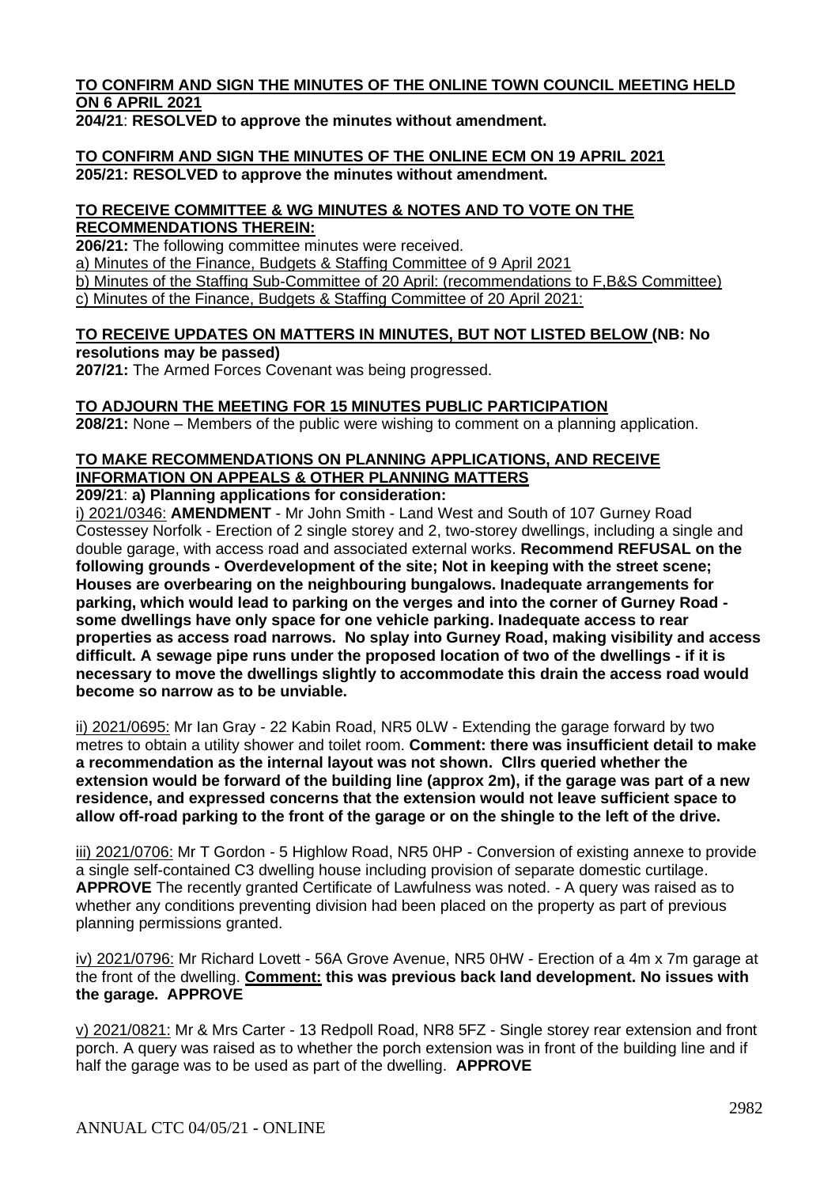**<u>TO CONFIRM AND SIGN THE MINUTES OF THE ONLINE TOWN COUNCIL MEETING HELD ON 6 APRIL 2021</u>**
**204/21**: **RESOLVED to approve the minutes without amendment.**

**<u>TO CONFIRM AND SIGN THE MINUTES OF THE ONLINE ECM ON 19 APRIL 2021</u>**
**205/21: RESOLVED to approve the minutes without amendment.**

**<u>TO RECEIVE COMMITTEE & WG MINUTES & NOTES AND TO VOTE ON THE RECOMMENDATIONS THEREIN:</u>**
**206/21:** The following committee minutes were received.
<u>a) Minutes of the Finance, Budgets & Staffing Committee of 9 April 2021</u>
<u>b) Minutes of the Staffing Sub-Committee of 20 April: (recommendations to F,B&S Committee)</u>
<u>c) Minutes of the Finance, Budgets & Staffing Committee of 20 April 2021:</u>

**<u>TO RECEIVE UPDATES ON MATTERS IN MINUTES, BUT NOT LISTED BELOW</u> (NB: No resolutions may be passed)**
**207/21:** The Armed Forces Covenant was being progressed.

**<u>TO ADJOURN THE MEETING FOR 15 MINUTES PUBLIC PARTICIPATION</u>**
**208/21:** None – Members of the public were wishing to comment on a planning application.

**<u>TO MAKE RECOMMENDATIONS ON PLANNING APPLICATIONS, AND RECEIVE INFORMATION ON APPEALS & OTHER PLANNING MATTERS</u>**
**209/21**: **a) Planning applications for consideration:**

<u>i) 2021/0346:</u> **AMENDMENT** - Mr John Smith - Land West and South of 107 Gurney Road Costessey Norfolk - Erection of 2 single storey and 2, two-storey dwellings, including a single and double garage, with access road and associated external works. **Recommend REFUSAL on the following grounds - Overdevelopment of the site; Not in keeping with the street scene; Houses are overbearing on the neighbouring bungalows. Inadequate arrangements for parking, which would lead to parking on the verges and into the corner of Gurney Road - some dwellings have only space for one vehicle parking. Inadequate access to rear properties as access road narrows. No splay into Gurney Road, making visibility and access difficult. A sewage pipe runs under the proposed location of two of the dwellings - if it is necessary to move the dwellings slightly to accommodate this drain the access road would become so narrow as to be unviable.**

<u>ii) 2021/0695:</u> Mr Ian Gray - 22 Kabin Road, NR5 0LW - Extending the garage forward by two metres to obtain a utility shower and toilet room. **Comment: there was insufficient detail to make a recommendation as the internal layout was not shown. Cllrs queried whether the extension would be forward of the building line (approx 2m), if the garage was part of a new residence, and expressed concerns that the extension would not leave sufficient space to allow off-road parking to the front of the garage or on the shingle to the left of the drive.**

<u>iii) 2021/0706:</u> Mr T Gordon - 5 Highlow Road, NR5 0HP - Conversion of existing annexe to provide a single self-contained C3 dwelling house including provision of separate domestic curtilage. **APPROVE** The recently granted Certificate of Lawfulness was noted. - A query was raised as to whether any conditions preventing division had been placed on the property as part of previous planning permissions granted.

<u>iv) 2021/0796:</u> Mr Richard Lovett - 56A Grove Avenue, NR5 0HW - Erection of a 4m x 7m garage at the front of the dwelling. **<u>Comment:</u> this was previous back land development. No issues with the garage. APPROVE**

<u>v) 2021/0821:</u> Mr & Mrs Carter - 13 Redpoll Road, NR8 5FZ - Single storey rear extension and front porch. A query was raised as to whether the porch extension was in front of the building line and if half the garage was to be used as part of the dwelling. **APPROVE**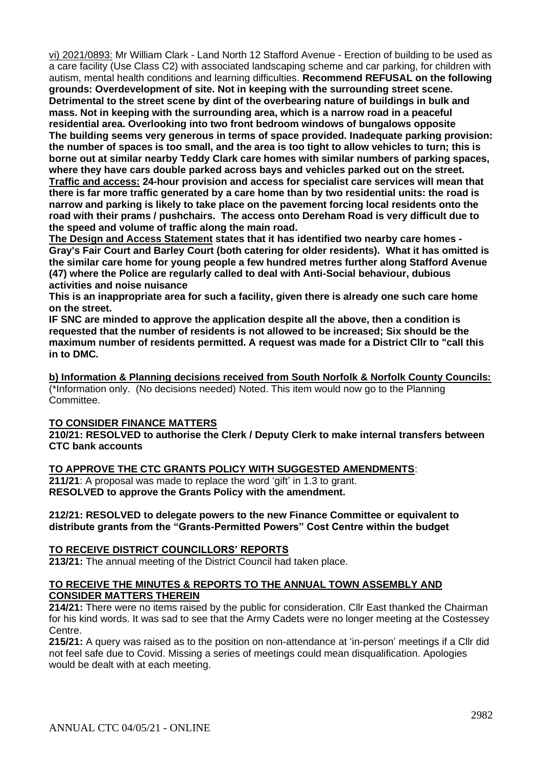vi) 2021/0893: Mr William Clark - Land North 12 Stafford Avenue - Erection of building to be used as a care facility (Use Class C2) with associated landscaping scheme and car parking, for children with autism, mental health conditions and learning difficulties. **Recommend REFUSAL on the following grounds: Overdevelopment of site. Not in keeping with the surrounding street scene. Detrimental to the street scene by dint of the overbearing nature of buildings in bulk and mass. Not in keeping with the surrounding area, which is a narrow road in a peaceful residential area. Overlooking into two front bedroom windows of bungalows opposite The building seems very generous in terms of space provided. Inadequate parking provision: the number of spaces is too small, and the area is too tight to allow vehicles to turn; this is borne out at similar nearby Teddy Clark care homes with similar numbers of parking spaces, where they have cars double parked across bays and vehicles parked out on the street.**
**Traffic and access: 24-hour provision and access for specialist care services will mean that there is far more traffic generated by a care home than by two residential units: the road is narrow and parking is likely to take place on the pavement forcing local residents onto the road with their prams / pushchairs. The access onto Dereham Road is very difficult due to the speed and volume of traffic along the main road.**
**The Design and Access Statement states that it has identified two nearby care homes - Gray's Fair Court and Barley Court (both catering for older residents). What it has omitted is the similar care home for young people a few hundred metres further along Stafford Avenue (47) where the Police are regularly called to deal with Anti-Social behaviour, dubious activities and noise nuisance**
**This is an inappropriate area for such a facility, given there is already one such care home on the street.**
**IF SNC are minded to approve the application despite all the above, then a condition is requested that the number of residents is not allowed to be increased; Six should be the maximum number of residents permitted. A request was made for a District Cllr to "call this in to DMC.**

**b) Information & Planning decisions received from South Norfolk & Norfolk County Councils:**
(*Information only. (No decisions needed) Noted. This item would now go to the Planning Committee.

**TO CONSIDER FINANCE MATTERS**

**210/21: RESOLVED to authorise the Clerk / Deputy Clerk to make internal transfers between CTC bank accounts**

**TO APPROVE THE CTC GRANTS POLICY WITH SUGGESTED AMENDMENTS**:

**211/21**: A proposal was made to replace the word 'gift' in 1.3 to grant.
**RESOLVED to approve the Grants Policy with the amendment.**

**212/21: RESOLVED to delegate powers to the new Finance Committee or equivalent to distribute grants from the "Grants-Permitted Powers" Cost Centre within the budget**

**TO RECEIVE DISTRICT COUNCILLORS' REPORTS**

**213/21:** The annual meeting of the District Council had taken place.

**TO RECEIVE THE MINUTES & REPORTS TO THE ANNUAL TOWN ASSEMBLY AND CONSIDER MATTERS THEREIN**

**214/21:** There were no items raised by the public for consideration. Cllr East thanked the Chairman for his kind words. It was sad to see that the Army Cadets were no longer meeting at the Costessey Centre.

**215/21:** A query was raised as to the position on non-attendance at 'in-person' meetings if a Cllr did not feel safe due to Covid. Missing a series of meetings could mean disqualification. Apologies would be dealt with at each meeting.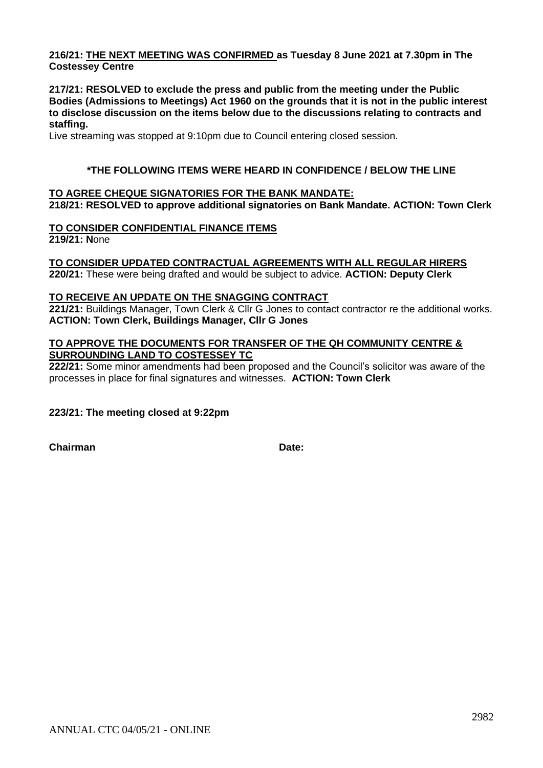**216/21: THE NEXT MEETING WAS CONFIRMED as Tuesday 8 June 2021 at 7.30pm in The Costessey Centre**

**217/21: RESOLVED to exclude the press and public from the meeting under the Public Bodies (Admissions to Meetings) Act 1960 on the grounds that it is not in the public interest to disclose discussion on the items below due to the discussions relating to contracts and staffing.**

Live streaming was stopped at 9:10pm due to Council entering closed session.

**\*THE FOLLOWING ITEMS WERE HEARD IN CONFIDENCE / BELOW THE LINE**

**TO AGREE CHEQUE SIGNATORIES FOR THE BANK MANDATE:**

**218/21: RESOLVED to approve additional signatories on Bank Mandate. ACTION: Town Clerk**

**TO CONSIDER CONFIDENTIAL FINANCE ITEMS**

**219/21: N**one

**TO CONSIDER UPDATED CONTRACTUAL AGREEMENTS WITH ALL REGULAR HIRERS**

**220/21:** These were being drafted and would be subject to advice. **ACTION: Deputy Clerk**

**TO RECEIVE AN UPDATE ON THE SNAGGING CONTRACT**

**221/21:** Buildings Manager, Town Clerk & Cllr G Jones to contact contractor re the additional works. **ACTION: Town Clerk, Buildings Manager, Cllr G Jones**

**TO APPROVE THE DOCUMENTS FOR TRANSFER OF THE QH COMMUNITY CENTRE & SURROUNDING LAND TO COSTESSEY TC**

**222/21:** Some minor amendments had been proposed and the Council's solicitor was aware of the processes in place for final signatures and witnesses. **ACTION: Town Clerk**

**223/21: The meeting closed at 9:22pm**

**Chairman** **Date:**